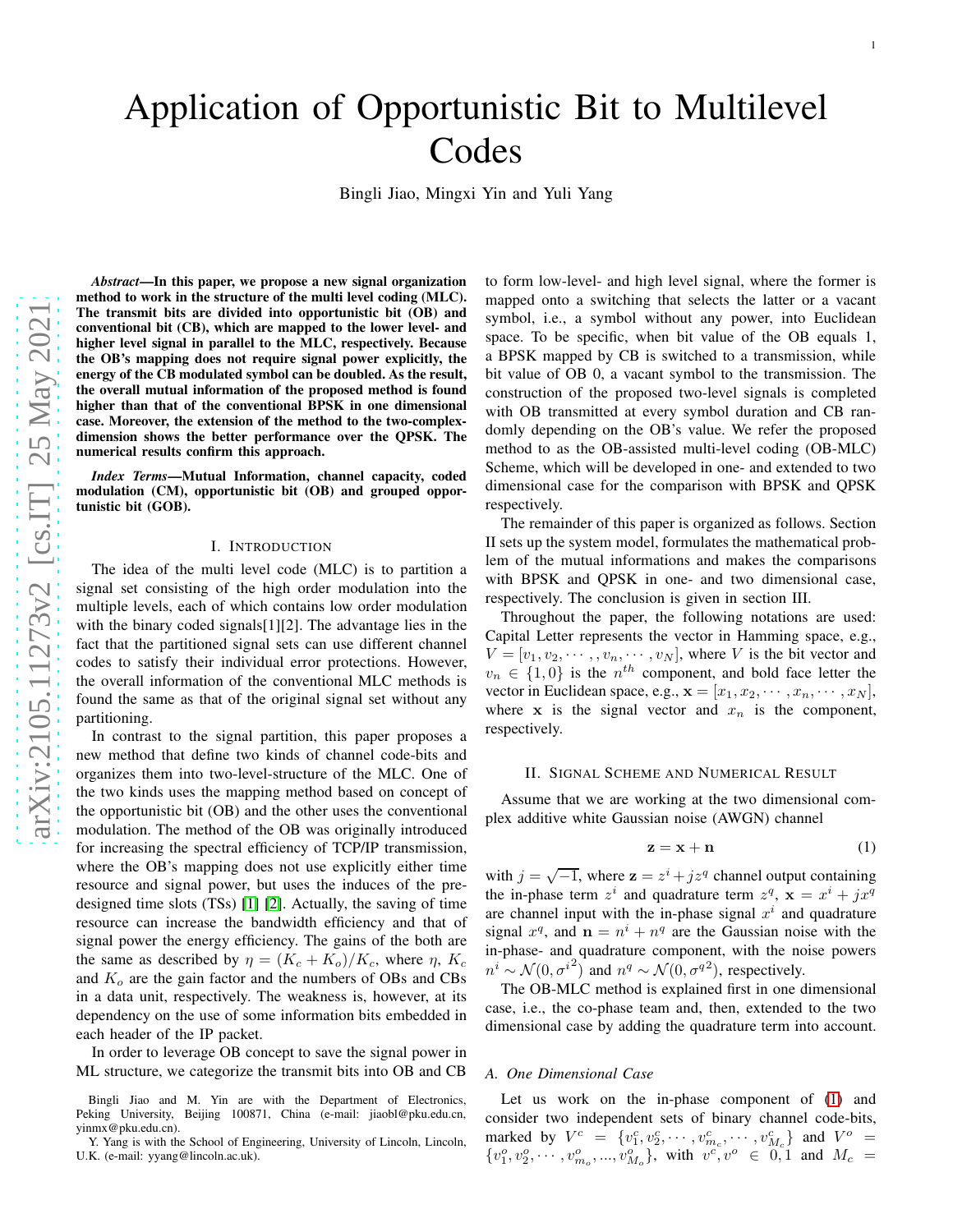# Application of Opportunistic Bit to Multilevel Codes

Bingli Jiao, Mingxi Yin and Yuli Yang

***Abstract*—In this paper, we propose a new signal organization method to work in the structure of the multi level coding (MLC). The transmit bits are divided into opportunistic bit (OB) and conventional bit (CB), which are mapped to the lower level- and higher level signal in parallel to the MLC, respectively. Because the OB's mapping does not require signal power explicitly, the energy of the CB modulated symbol can be doubled. As the result, the overall mutual information of the proposed method is found higher than that of the conventional BPSK in one dimensional case. Moreover, the extension of the method to the two-complex-dimension shows the better performance over the QPSK. The numerical results confirm this approach.**

***Index Terms*—Mutual Information, channel capacity, coded modulation (CM), opportunistic bit (OB) and grouped opportunistic bit (GOB).**

## I. Introduction

The idea of the multi level code (MLC) is to partition a signal set consisting of the high order modulation into the multiple levels, each of which contains low order modulation with the binary coded signals[1][2]. The advantage lies in the fact that the partitioned signal sets can use different channel codes to satisfy their individual error protections. However, the overall information of the conventional MLC methods is found the same as that of the original signal set without any partitioning.

In contrast to the signal partition, this paper proposes a new method that define two kinds of channel code-bits and organizes them into two-level-structure of the MLC. One of the two kinds uses the mapping method based on concept of the opportunistic bit (OB) and the other uses the conventional modulation. The method of the OB was originally introduced for increasing the spectral efficiency of TCP/IP transmission, where the OB's mapping does not use explicitly either time resource and signal power, but uses the induces of the pre-designed time slots (TSs) [1] [2]. Actually, the saving of time resource can increase the bandwidth efficiency and that of signal power the energy efficiency. The gains of the both are the same as described by $\eta = (K_c + K_o)/K_c$, where $\eta$, $K_c$ and $K_o$ are the gain factor and the numbers of OBs and CBs in a data unit, respectively. The weakness is, however, at its dependency on the use of some information bits embedded in each header of the IP packet.

In order to leverage OB concept to save the signal power in ML structure, we categorize the transmit bits into OB and CB to form low-level- and high level signal, where the former is mapped onto a switching that selects the latter or a vacant symbol, i.e., a symbol without any power, into Euclidean space. To be specific, when bit value of the OB equals 1, a BPSK mapped by CB is switched to a transmission, while bit value of OB 0, a vacant symbol to the transmission. The construction of the proposed two-level signals is completed with OB transmitted at every symbol duration and CB randomly depending on the OB's value. We refer the proposed method to as the OB-assisted multi-level coding (OB-MLC) Scheme, which will be developed in one- and extended to two dimensional case for the comparison with BPSK and QPSK respectively.

The remainder of this paper is organized as follows. Section II sets up the system model, formulates the mathematical problem of the mutual informations and makes the comparisons with BPSK and QPSK in one- and two dimensional case, respectively. The conclusion is given in section III.

Throughout the paper, the following notations are used: Capital Letter represents the vector in Hamming space, e.g., $V = [v_1, v_2, \cdots, , v_n, \cdots, v_N]$, where $V$ is the bit vector and $v_n \in \{1, 0\}$ is the $n^{th}$ component, and bold face letter the vector in Euclidean space, e.g., $\mathbf{x} = [x_1, x_2, \cdots, x_n, \cdots, x_N]$, where $\mathbf{x}$ is the signal vector and $x_n$ is the component, respectively.

## II. Signal Scheme and Numerical Result

Assume that we are working at the two dimensional complex additive white Gaussian noise (AWGN) channel

$$\mathbf{z} = \mathbf{x} + \mathbf{n} \tag{1}$$

with $j = \sqrt{-1}$, where $\mathbf{z} = z^i + jz^q$ channel output containing the in-phase term $z^i$ and quadrature term $z^q$, $\mathbf{x} = x^i + jx^q$ are channel input with the in-phase signal $x^i$ and quadrature signal $x^q$, and $\mathbf{n} = n^i + n^q$ are the Gaussian noise with the in-phase- and quadrature component, with the noise powers $n^i \sim \mathcal{N}(0, {\sigma^i}^2)$ and $n^q \sim \mathcal{N}(0, {\sigma^q}^2)$, respectively.

The OB-MLC method is explained first in one dimensional case, i.e., the co-phase team and, then, extended to the two dimensional case by adding the quadrature term into account.

### A. One Dimensional Case

Let us work on the in-phase component of (1) and consider two independent sets of binary channel code-bits, marked by $V^c = \{v_1^c, v_2^c, \cdots, v_{m_c}^c, \cdots, v_{M_c}^c\}$ and $V^o = \{v_1^o, v_2^o, \cdots, v_{m_o}^o, ..., v_{M_o}^o\}$, with $v^c, v^o \in 0, 1$ and $M_c =$

Bingli Jiao and M. Yin are with the Department of Electronics, Peking University, Beijing 100871, China (e-mail: jiaobl@pku.edu.cn, yinmx@pku.edu.cn).

Y. Yang is with the School of Engineering, University of Lincoln, Lincoln, U.K. (e-mail: yyang@lincoln.ac.uk).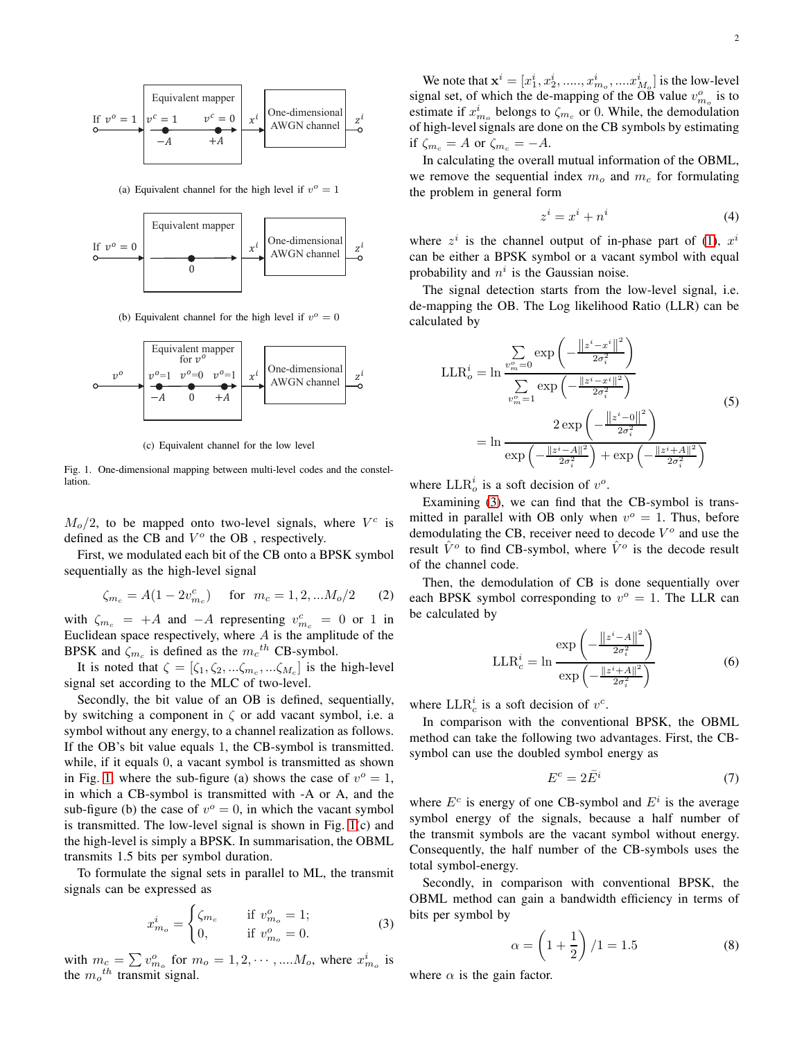(a) Equivalent channel for the high level if $v^o = 1$

(b) Equivalent channel for the high level if $v^o = 0$

(c) Equivalent channel for the low level

Fig. 1. One-dimensional mapping between multi-level codes and the constellation.

$M_o/2$, to be mapped onto two-level signals, where $V^c$ is defined as the CB and $V^o$ the OB , respectively.

First, we modulated each bit of the CB onto a BPSK symbol sequentially as the high-level signal

$$\zeta_{m_c} = A(1 - 2v^c_{m_c}) \quad \text{for } m_c = 1, 2, ...M_o/2 \tag{2}$$

with $\zeta_{m_c} = +A$ and $-A$ representing $v^c_{m_c} = 0$ or $1$ in Euclidean space respectively, where $A$ is the amplitude of the BPSK and $\zeta_{m_c}$ is defined as the $m_c{}^{th}$ CB-symbol.

It is noted that $\zeta = [\zeta_1, \zeta_2, ...\zeta_{m_c}, ...\zeta_{M_c}]$ is the high-level signal set according to the MLC of two-level.

Secondly, the bit value of an OB is defined, sequentially, by switching a component in $\zeta$ or add vacant symbol, i.e. a symbol without any energy, to a channel realization as follows. If the OB's bit value equals 1, the CB-symbol is transmitted. while, if it equals 0, a vacant symbol is transmitted as shown in Fig. 1, where the sub-figure (a) shows the case of $v^o = 1$, in which a CB-symbol is transmitted with -A or A, and the sub-figure (b) the case of $v^o = 0$, in which the vacant symbol is transmitted. The low-level signal is shown in Fig. 1(c) and the high-level is simply a BPSK. In summarisation, the OBML transmits 1.5 bits per symbol duration.

To formulate the signal sets in parallel to ML, the transmit signals can be expressed as

$$x^i_{m_o} = \begin{cases} \zeta_{m_c} & \text{if } v^o_{m_o} = 1; \\ 0, & \text{if } v^o_{m_o} = 0. \end{cases} \tag{3}$$

with $m_c = \sum v^o_{m_o}$ for $m_o = 1, 2, \cdots, ....M_o$, where $x^i_{m_o}$ is the $m_o{}^{th}$ transmit signal.

We note that $\mathbf{x}^i = [x^i_1, x^i_2, ......, x^i_{m_o}, ....x^i_{M_o}]$ is the low-level signal set, of which the de-mapping of the OB value $v^o_{m_o}$ is to estimate if $x^i_{m_o}$ belongs to $\zeta_{m_c}$ or 0. While, the demodulation of high-level signals are done on the CB symbols by estimating if $\zeta_{m_c} = A$ or $\zeta_{m_c} = -A$.

In calculating the overall mutual information of the OBML, we remove the sequential index $m_o$ and $m_c$ for formulating the problem in general form

$$z^i = x^i + n^i \tag{4}$$

where $z^i$ is the channel output of in-phase part of (1), $x^i$ can be either a BPSK symbol or a vacant symbol with equal probability and $n^i$ is the Gaussian noise.

The signal detection starts from the low-level signal, i.e. de-mapping the OB. The Log likelihood Ratio (LLR) can be calculated by

$$\begin{aligned} \text{LLR}^i_o &= \ln \frac{\sum\limits_{v^o_m=0} \exp\left(-\frac{\left\|z^i - x^i\right\|^2}{2\sigma^2_i}\right)}{\sum\limits_{v^o_m=1} \exp\left(-\frac{\|z^i - x^i\|^2}{2\sigma^2_i}\right)} \\ &= \ln \frac{2\exp\left(-\frac{\left\|z^i - 0\right\|^2}{2\sigma^2_i}\right)}{\exp\left(-\frac{\|z^i - A\|^2}{2\sigma^2_i}\right) + \exp\left(-\frac{\|z^i + A\|^2}{2\sigma^2_i}\right)} \end{aligned} \tag{5}$$

where $\text{LLR}^i_o$ is a soft decision of $v^o$.

Examining (3), we can find that the CB-symbol is transmitted in parallel with OB only when $v^o = 1$. Thus, before demodulating the CB, receiver need to decode $V^o$ and use the result $\hat{V}^o$ to find CB-symbol, where $\hat{V}^o$ is the decode result of the channel code.

Then, the demodulation of CB is done sequentially over each BPSK symbol corresponding to $v^o = 1$. The LLR can be calculated by

$$\text{LLR}^i_c = \ln \frac{\exp\left(-\frac{\left\|z^i - A\right\|^2}{2\sigma^2_i}\right)}{\exp\left(-\frac{\|z^i + A\|^2}{2\sigma^2_i}\right)} \tag{6}$$

where $\text{LLR}^i_c$ is a soft decision of $v^c$.

In comparison with the conventional BPSK, the OBML method can take the following two advantages. First, the CB-symbol can use the doubled symbol energy as

$$E^c = 2\bar{E}^i \tag{7}$$

where $E^c$ is energy of one CB-symbol and $E^i$ is the average symbol energy of the signals, because a half number of the transmit symbols are the vacant symbol without energy. Consequently, the half number of the CB-symbols uses the total symbol-energy.

Secondly, in comparison with conventional BPSK, the OBML method can gain a bandwidth efficiency in terms of bits per symbol by

$$\alpha = \left(1 + \frac{1}{2}\right)/1 = 1.5 \tag{8}$$

where $\alpha$ is the gain factor.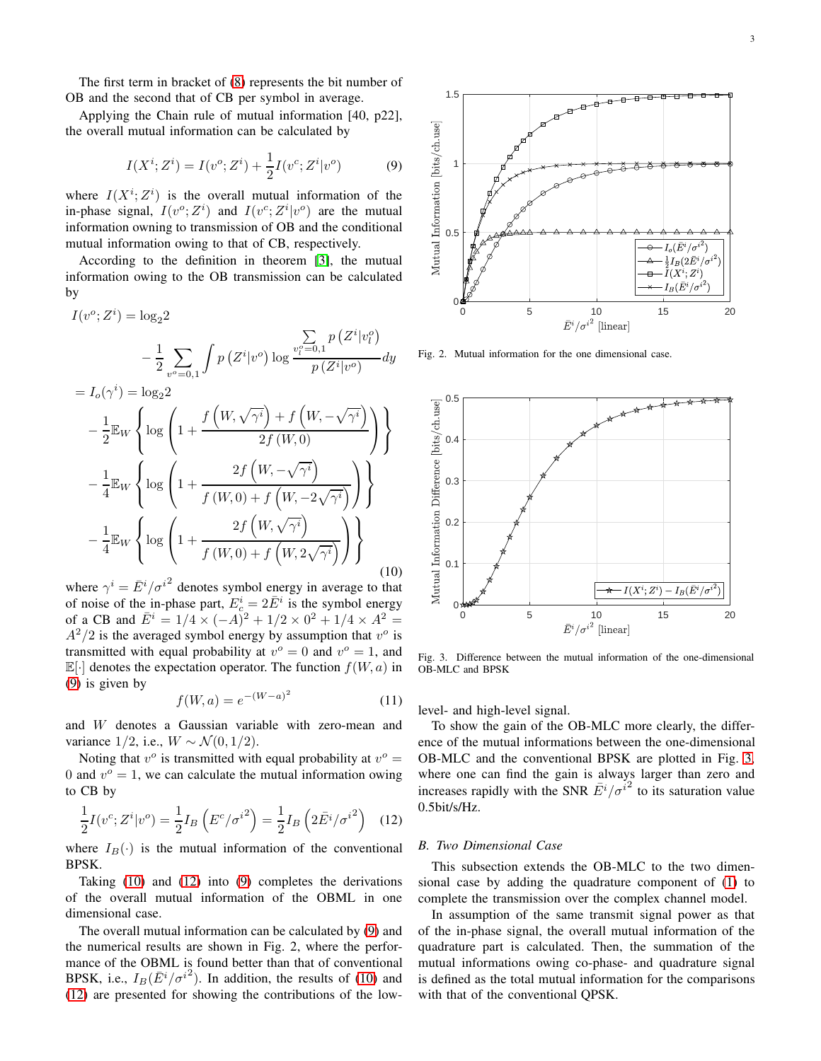The first term in bracket of (8) represents the bit number of OB and the second that of CB per symbol in average.

Applying the Chain rule of mutual information [40, p22], the overall mutual information can be calculated by

$$I(X^i; Z^i) = I(v^o; Z^i) + \frac{1}{2} I(v^c; Z^i | v^o) \tag{9}$$

where $I(X^i; Z^i)$ is the overall mutual information of the in-phase signal, $I(v^o; Z^i)$ and $I(v^c; Z^i|v^o)$ are the mutual information owning to transmission of OB and the conditional mutual information owing to that of CB, respectively.

According to the definition in theorem [3], the mutual information owing to the OB transmission can be calculated by

$$
\begin{aligned}
I(v^o; Z^i) &= \log_2 2 \\
&\quad - \frac{1}{2} \sum_{v^o=0,1} \int p\left(Z^i | v^o\right) \log \frac{\sum_{v_l^o=0,1} p\left(Z^i | v_l^o\right)}{p\left(Z^i | v^o\right)} dy \\
&= I_o(\gamma^i) = \log_2 2 \\
&\quad - \frac{1}{2} \mathbb{E}_W \left\{ \log \left( 1 + \frac{f\left(W, \sqrt{\gamma^i}\right) + f\left(W, -\sqrt{\gamma^i}\right)}{2 f\left(W, 0\right)} \right) \right\} \\
&\quad - \frac{1}{4} \mathbb{E}_W \left\{ \log \left( 1 + \frac{2 f\left(W, -\sqrt{\gamma^i}\right)}{f\left(W, 0\right) + f\left(W, -2\sqrt{\gamma^i}\right)} \right) \right\} \\
&\quad - \frac{1}{4} \mathbb{E}_W \left\{ \log \left( 1 + \frac{2 f\left(W, \sqrt{\gamma^i}\right)}{f\left(W, 0\right) + f\left(W, 2\sqrt{\gamma^i}\right)} \right) \right\}
\end{aligned} \tag{10}
$$

where $\gamma^i = \bar{E}^i / {\sigma^i}^2$ denotes symbol energy in average to that of noise of the in-phase part, $E_c^i = 2\bar{E}^i$ is the symbol energy of a CB and $\bar{E}^i = 1/4 \times (-A)^2 + 1/2 \times 0^2 + 1/4 \times A^2 = A^2/2$ is the averaged symbol energy by assumption that $v^o$ is transmitted with equal probability at $v^o = 0$ and $v^o = 1$, and $\mathbb{E}[\cdot]$ denotes the expectation operator. The function $f(W, a)$ in (9) is given by

$$f(W, a) = e^{-(W-a)^2} \tag{11}$$

and $W$ denotes a Gaussian variable with zero-mean and variance 1/2, i.e., $W \sim \mathcal{N}(0, 1/2)$.

Noting that $v^o$ is transmitted with equal probability at $v^o = 0$ and $v^o = 1$, we can calculate the mutual information owing to CB by

$$\frac{1}{2} I(v^c; Z^i | v^o) = \frac{1}{2} I_B\left(E^c / {\sigma^i}^2\right) = \frac{1}{2} I_B\left(2\bar{E}^i / {\sigma^i}^2\right) \tag{12}$$

where $I_B(\cdot)$ is the mutual information of the conventional BPSK.

Taking (10) and (12) into (9) completes the derivations of the overall mutual information of the OBML in one dimensional case.

The overall mutual information can be calculated by (9) and the numerical results are shown in Fig. 2, where the performance of the OBML is found better than that of conventional BPSK, i.e., $I_B(\bar{E}^i / {\sigma^i}^2)$. In addition, the results of (10) and (12) are presented for showing the contributions of the low-level- and high-level signal.

Fig. 2. Mutual information for the one dimensional case.

To show the gain of the OB-MLC more clearly, the difference of the mutual informations between the one-dimensional OB-MLC and the conventional BPSK are plotted in Fig. 3, where one can find the gain is always larger than zero and increases rapidly with the SNR $\bar{E}^i / {\sigma^i}^2$ to its saturation value 0.5bit/s/Hz.

Fig. 3. Difference between the mutual information of the one-dimensional OB-MLC and BPSK

### B. Two Dimensional Case

This subsection extends the OB-MLC to the two dimensional case by adding the quadrature component of (1) to complete the transmission over the complex channel model.

In assumption of the same transmit signal power as that of the in-phase signal, the overall mutual information of the quadrature part is calculated. Then, the summation of the mutual informations owing co-phase- and quadrature signal is defined as the total mutual information for the comparisons with that of the conventional QPSK.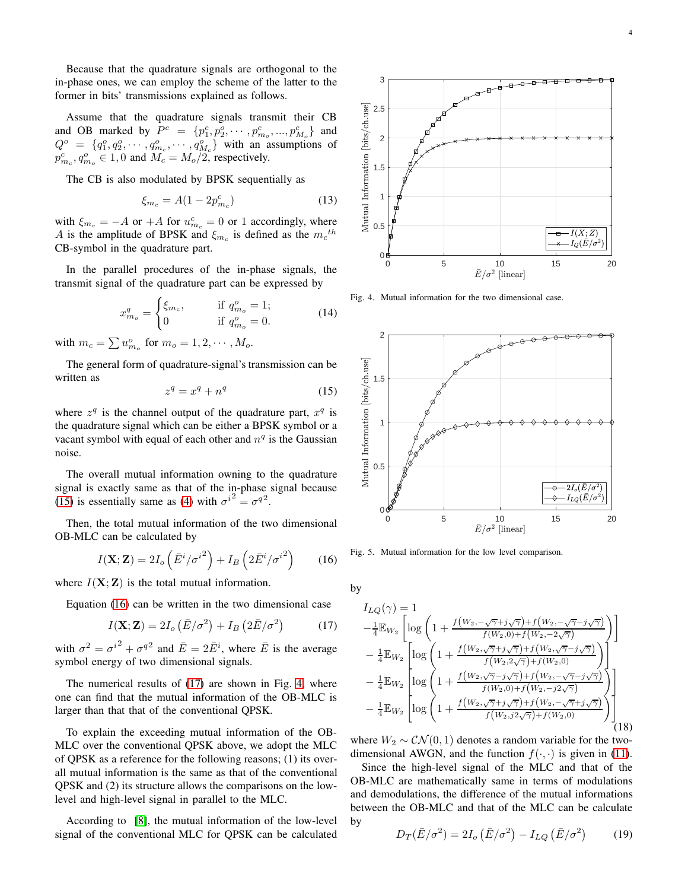Because that the quadrature signals are orthogonal to the in-phase ones, we can employ the scheme of the latter to the former in bits' transmissions explained as follows.

Assume that the quadrature signals transmit their CB and OB marked by $P^c = \{p_1^c, p_2^c, \cdots, p_{m_o}^c, ..., p_{M_o}^c\}$ and $Q^o = \{q_1^o, q_2^o, \cdots, q_{m_c}^o, \cdots, q_{M_c}^o\}$ with an assumptions of $p_{m_c}^c, q_{m_o}^o \in 1, 0$ and $M_c = M_o/2$, respectively.

The CB is also modulated by BPSK sequentially as

$$\xi_{m_c} = A(1 - 2p_{m_c}^c) \tag{13}$$

with $\xi_{m_c} = -A$ or $+A$ for $u_{m_c}^c = 0$ or $1$ accordingly, where $A$ is the amplitude of BPSK and $\xi_{m_c}$ is defined as the $m_c{}^{th}$ CB-symbol in the quadrature part.

In the parallel procedures of the in-phase signals, the transmit signal of the quadrature part can be expressed by

$$x_{m_o}^q = \begin{cases} \xi_{m_c}, & \text{if } q_{m_o}^o = 1; \\ 0 & \text{if } q_{m_o}^o = 0. \end{cases} \tag{14}$$

with $m_c = \sum u_{m_o}^o$ for $m_o = 1, 2, \cdots, M_o$.

The general form of quadrature-signal's transmission can be written as

$$z^q = x^q + n^q \tag{15}$$

where $z^q$ is the channel output of the quadrature part, $x^q$ is the quadrature signal which can be either a BPSK symbol or a vacant symbol with equal of each other and $n^q$ is the Gaussian noise.

The overall mutual information owning to the quadrature signal is exactly same as that of the in-phase signal because (15) is essentially same as (4) with ${\sigma^i}^2 = {\sigma^q}^2$.

Then, the total mutual information of the two dimensional OB-MLC can be calculated by

$$I(\mathbf{X};\mathbf{Z}) = 2I_o\left(\bar{E}^i/{\sigma^i}^2\right) + I_B\left(2\bar{E}^i/{\sigma^i}^2\right) \tag{16}$$

where $I(\mathbf{X};\mathbf{Z})$ is the total mutual information.

Equation (16) can be written in the two dimensional case

$$I(\mathbf{X};\mathbf{Z}) = 2I_o\left(\bar{E}/\sigma^2\right) + I_B\left(2\bar{E}/\sigma^2\right) \tag{17}$$

with $\sigma^2 = {\sigma^i}^2 + {\sigma^q}^2$ and $\bar{E} = 2\bar{E}^i$, where $\bar{E}$ is the average symbol energy of two dimensional signals.

The numerical results of (17) are shown in Fig. 4, where one can find that the mutual information of the OB-MLC is larger than that that of the conventional QPSK.

To explain the exceeding mutual information of the OB-MLC over the conventional QPSK above, we adopt the MLC of QPSK as a reference for the following reasons; (1) its overall mutual information is the same as that of the conventional QPSK and (2) its structure allows the comparisons on the low-level and high-level signal in parallel to the MLC.

According to [8], the mutual information of the low-level signal of the conventional MLC for QPSK can be calculated

Fig. 4. Mutual information for the two dimensional case.

Fig. 5. Mutual information for the low level comparison.

by

$$\begin{aligned}
I_{LQ}(\gamma) &= 1 \\
&-\tfrac{1}{4}\mathbb{E}_{W_2}\left[\log\left(1 + \tfrac{f\left(W_2,-\sqrt{\gamma}+j\sqrt{\gamma}\right)+f\left(W_2,-\sqrt{\gamma}-j\sqrt{\gamma}\right)}{f(W_2,0)+f\left(W_2,-2\sqrt{\gamma}\right)}\right)\right] \\
&-\tfrac{1}{4}\mathbb{E}_{W_2}\left[\log\left(1 + \tfrac{f\left(W_2,\sqrt{\gamma}+j\sqrt{\gamma}\right)+f\left(W_2,\sqrt{\gamma}-j\sqrt{\gamma}\right)}{f(W_2,2\sqrt{\gamma})+f(W_2,0)}\right)\right] \\
&-\tfrac{1}{4}\mathbb{E}_{W_2}\left[\log\left(1 + \tfrac{f\left(W_2,\sqrt{\gamma}-j\sqrt{\gamma}\right)+f\left(W_2,-\sqrt{\gamma}-j\sqrt{\gamma}\right)}{f(W_2,0)+f\left(W_2,-j2\sqrt{\gamma}\right)}\right)\right] \\
&-\tfrac{1}{4}\mathbb{E}_{W_2}\left[\log\left(1 + \tfrac{f\left(W_2,\sqrt{\gamma}+j\sqrt{\gamma}\right)+f\left(W_2,-\sqrt{\gamma}+j\sqrt{\gamma}\right)}{f\left(W_2,j2\sqrt{\gamma}\right)+f(W_2,0)}\right)\right]
\end{aligned} \tag{18}$$

where $W_2 \sim \mathcal{CN}(0,1)$ denotes a random variable for the two-dimensional AWGN, and the function $f(\cdot,\cdot)$ is given in (11).

Since the high-level signal of the MLC and that of the OB-MLC are mathematically same in terms of modulations and demodulations, the difference of the mutual informations between the OB-MLC and that of the MLC can be calculate by

$$D_T(\bar{E}/\sigma^2) = 2I_o\left(\bar{E}/\sigma^2\right) - I_{LQ}\left(\bar{E}/\sigma^2\right) \tag{19}$$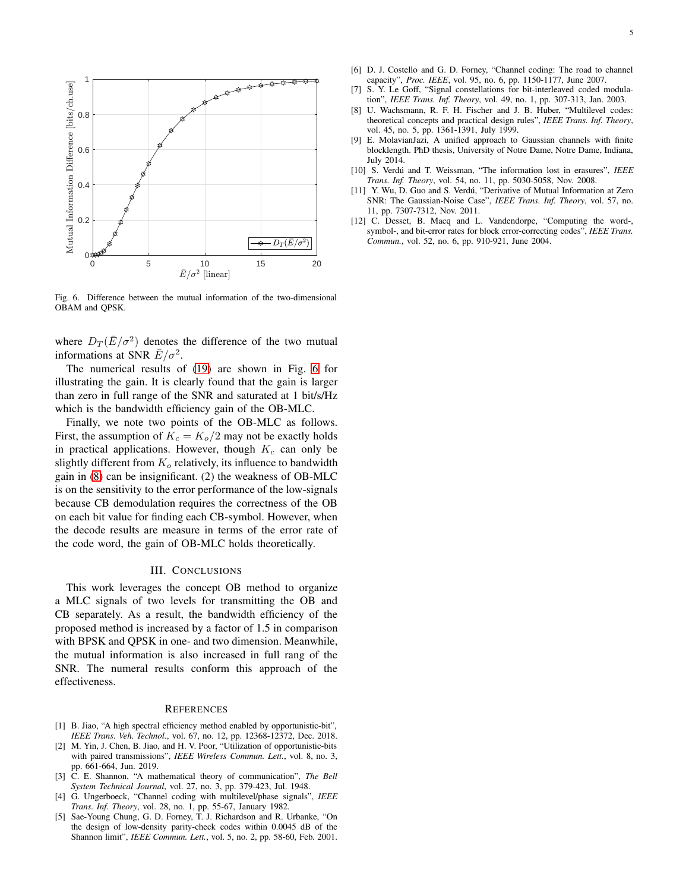Mutual Information Difference [bits/ch.use]

1

0.8

0.6

0.4

0.2

0

0 5 10 15 20

$\bar{E}/\sigma^2$ [linear]

$D_T(\bar{E}/\sigma^2)$

Fig. 6. Difference between the mutual information of the two-dimensional OBAM and QPSK.

where $D_T(\bar{E}/\sigma^2)$ denotes the difference of the two mutual informations at SNR $\bar{E}/\sigma^2$.

The numerical results of (19) are shown in Fig. 6 for illustrating the gain. It is clearly found that the gain is larger than zero in full range of the SNR and saturated at 1 bit/s/Hz which is the bandwidth efficiency gain of the OB-MLC.

Finally, we note two points of the OB-MLC as follows. First, the assumption of $K_c = K_o/2$ may not be exactly holds in practical applications. However, though $K_c$ can only be slightly different from $K_o$ relatively, its influence to bandwidth gain in (8) can be insignificant. (2) the weakness of OB-MLC is on the sensitivity to the error performance of the low-signals because CB demodulation requires the correctness of the OB on each bit value for finding each CB-symbol. However, when the decode results are measure in terms of the error rate of the code word, the gain of OB-MLC holds theoretically.

## III. Conclusions

This work leverages the concept OB method to organize a MLC signals of two levels for transmitting the OB and CB separately. As a result, the bandwidth efficiency of the proposed method is increased by a factor of 1.5 in comparison with BPSK and QPSK in one- and two dimension. Meanwhile, the mutual information is also increased in full rang of the SNR. The numeral results conform this approach of the effectiveness.

## References

[1] B. Jiao, "A high spectral efficiency method enabled by opportunistic-bit", *IEEE Trans. Veh. Technol.*, vol. 67, no. 12, pp. 12368-12372, Dec. 2018.

[2] M. Yin, J. Chen, B. Jiao, and H. V. Poor, "Utilization of opportunistic-bits with paired transmissions", *IEEE Wireless Commun. Lett.*, vol. 8, no. 3, pp. 661-664, Jun. 2019.

[3] C. E. Shannon, "A mathematical theory of communication", *The Bell System Technical Journal*, vol. 27, no. 3, pp. 379-423, Jul. 1948.

[4] G. Ungerboeck, "Channel coding with multilevel/phase signals", *IEEE Trans. Inf. Theory*, vol. 28, no. 1, pp. 55-67, January 1982.

[5] Sae-Young Chung, G. D. Forney, T. J. Richardson and R. Urbanke, "On the design of low-density parity-check codes within 0.0045 dB of the Shannon limit", *IEEE Commun. Lett.*, vol. 5, no. 2, pp. 58-60, Feb. 2001.

[6] D. J. Costello and G. D. Forney, "Channel coding: The road to channel capacity", *Proc. IEEE*, vol. 95, no. 6, pp. 1150-1177, June 2007.

[7] S. Y. Le Goff, "Signal constellations for bit-interleaved coded modulation", *IEEE Trans. Inf. Theory*, vol. 49, no. 1, pp. 307-313, Jan. 2003.

[8] U. Wachsmann, R. F. H. Fischer and J. B. Huber, "Multilevel codes: theoretical concepts and practical design rules", *IEEE Trans. Inf. Theory*, vol. 45, no. 5, pp. 1361-1391, July 1999.

[9] E. MolavianJazi, A unified approach to Gaussian channels with finite blocklength. PhD thesis, University of Notre Dame, Notre Dame, Indiana, July 2014.

[10] S. Verdú and T. Weissman, "The information lost in erasures", *IEEE Trans. Inf. Theory*, vol. 54, no. 11, pp. 5030-5058, Nov. 2008.

[11] Y. Wu, D. Guo and S. Verdú, "Derivative of Mutual Information at Zero SNR: The Gaussian-Noise Case", *IEEE Trans. Inf. Theory*, vol. 57, no. 11, pp. 7307-7312, Nov. 2011.

[12] C. Desset, B. Macq and L. Vandendorpe, "Computing the word-, symbol-, and bit-error rates for block error-correcting codes", *IEEE Trans. Commun.*, vol. 52, no. 6, pp. 910-921, June 2004.